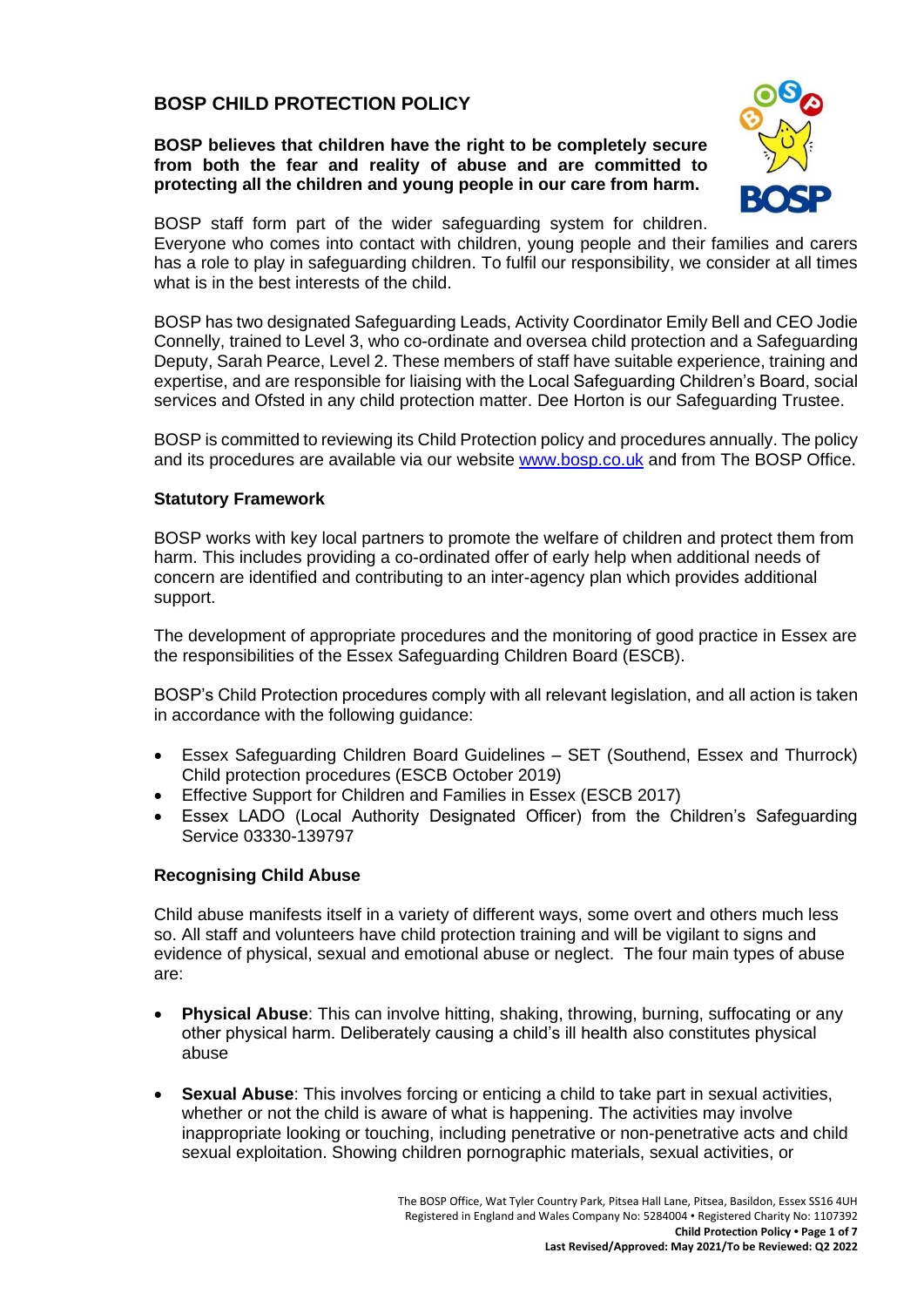# BOSP CHILD PROTECTION POLICY

**BOSP believes that children have the right to be completely secure from both the fear and reality of abuse and are committed to protecting all the children and young people in our care from harm.**

BOSP staff form part of the wider safeguarding system for children. Everyone who comes into contact with children, young people and their families and carers has a role to play in safeguarding children. To fulfil our responsibility, we consider at all times what is in the best interests of the child.

BOSP has two designated Safeguarding Leads, Activity Coordinator Emily Bell and CEO Jodie Connelly, trained to Level 3, who co-ordinate and oversea child protection and a Safeguarding Deputy, Sarah Pearce, Level 2. These members of staff have suitable experience, training and expertise, and are responsible for liaising with the Local Safeguarding Children's Board, social services and Ofsted in any child protection matter. Dee Horton is our Safeguarding Trustee.

BOSP is committed to reviewing its Child Protection policy and procedures annually. The policy and its procedures are available via our website www.bosp.co.uk and from The BOSP Office.

### Statutory Framework

BOSP works with key local partners to promote the welfare of children and protect them from harm. This includes providing a co-ordinated offer of early help when additional needs of concern are identified and contributing to an inter-agency plan which provides additional support.

The development of appropriate procedures and the monitoring of good practice in Essex are the responsibilities of the Essex Safeguarding Children Board (ESCB).

BOSP's Child Protection procedures comply with all relevant legislation, and all action is taken in accordance with the following guidance:

- Essex Safeguarding Children Board Guidelines – SET (Southend, Essex and Thurrock) Child protection procedures (ESCB October 2019)
- Effective Support for Children and Families in Essex (ESCB 2017)
- Essex LADO (Local Authority Designated Officer) from the Children's Safeguarding Service 03330-139797

### Recognising Child Abuse

Child abuse manifests itself in a variety of different ways, some overt and others much less so. All staff and volunteers have child protection training and will be vigilant to signs and evidence of physical, sexual and emotional abuse or neglect. The four main types of abuse are:

- **Physical Abuse**: This can involve hitting, shaking, throwing, burning, suffocating or any other physical harm. Deliberately causing a child's ill health also constitutes physical abuse
- **Sexual Abuse**: This involves forcing or enticing a child to take part in sexual activities, whether or not the child is aware of what is happening. The activities may involve inappropriate looking or touching, including penetrative or non-penetrative acts and child sexual exploitation. Showing children pornographic materials, sexual activities, or

The BOSP Office, Wat Tyler Country Park, Pitsea Hall Lane, Pitsea, Basildon, Essex SS16 4UH
Registered in England and Wales Company No: 5284004 • Registered Charity No: 1107392
**Last Revised/Approved: May 2021/To be Reviewed: Q2 2022**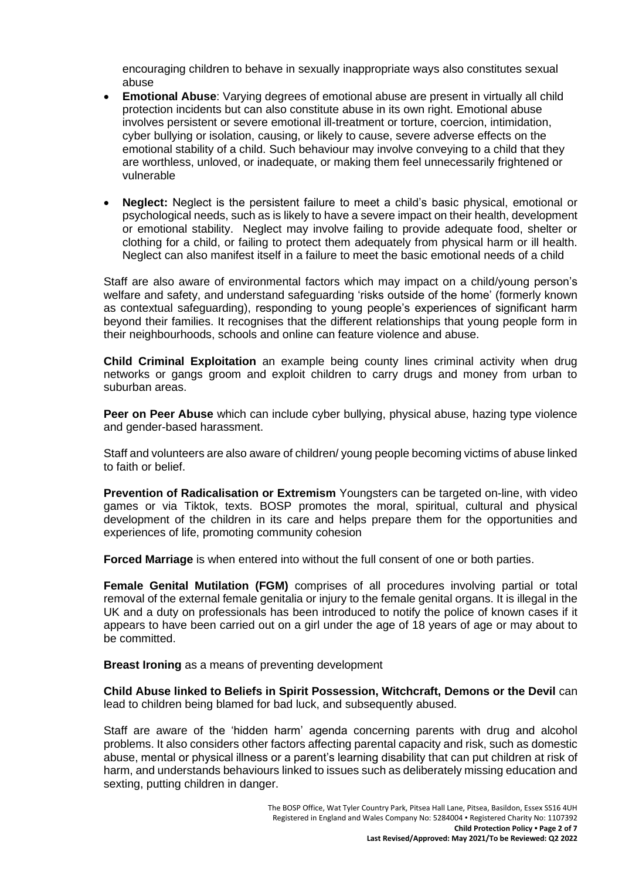encouraging children to behave in sexually inappropriate ways also constitutes sexual abuse

- **Emotional Abuse**: Varying degrees of emotional abuse are present in virtually all child protection incidents but can also constitute abuse in its own right. Emotional abuse involves persistent or severe emotional ill-treatment or torture, coercion, intimidation, cyber bullying or isolation, causing, or likely to cause, severe adverse effects on the emotional stability of a child. Such behaviour may involve conveying to a child that they are worthless, unloved, or inadequate, or making them feel unnecessarily frightened or vulnerable

- **Neglect:** Neglect is the persistent failure to meet a child's basic physical, emotional or psychological needs, such as is likely to have a severe impact on their health, development or emotional stability. Neglect may involve failing to provide adequate food, shelter or clothing for a child, or failing to protect them adequately from physical harm or ill health. Neglect can also manifest itself in a failure to meet the basic emotional needs of a child

Staff are also aware of environmental factors which may impact on a child/young person's welfare and safety, and understand safeguarding 'risks outside of the home' (formerly known as contextual safeguarding), responding to young people's experiences of significant harm beyond their families. It recognises that the different relationships that young people form in their neighbourhoods, schools and online can feature violence and abuse.

**Child Criminal Exploitation** an example being county lines criminal activity when drug networks or gangs groom and exploit children to carry drugs and money from urban to suburban areas.

**Peer on Peer Abuse** which can include cyber bullying, physical abuse, hazing type violence and gender-based harassment.

Staff and volunteers are also aware of children/ young people becoming victims of abuse linked to faith or belief.

**Prevention of Radicalisation or Extremism** Youngsters can be targeted on-line, with video games or via Tiktok, texts. BOSP promotes the moral, spiritual, cultural and physical development of the children in its care and helps prepare them for the opportunities and experiences of life, promoting community cohesion

**Forced Marriage** is when entered into without the full consent of one or both parties.

**Female Genital Mutilation (FGM)** comprises of all procedures involving partial or total removal of the external female genitalia or injury to the female genital organs. It is illegal in the UK and a duty on professionals has been introduced to notify the police of known cases if it appears to have been carried out on a girl under the age of 18 years of age or may about to be committed.

**Breast Ironing** as a means of preventing development

**Child Abuse linked to Beliefs in Spirit Possession, Witchcraft, Demons or the Devil** can lead to children being blamed for bad luck, and subsequently abused.

Staff are aware of the 'hidden harm' agenda concerning parents with drug and alcohol problems. It also considers other factors affecting parental capacity and risk, such as domestic abuse, mental or physical illness or a parent's learning disability that can put children at risk of harm, and understands behaviours linked to issues such as deliberately missing education and sexting, putting children in danger.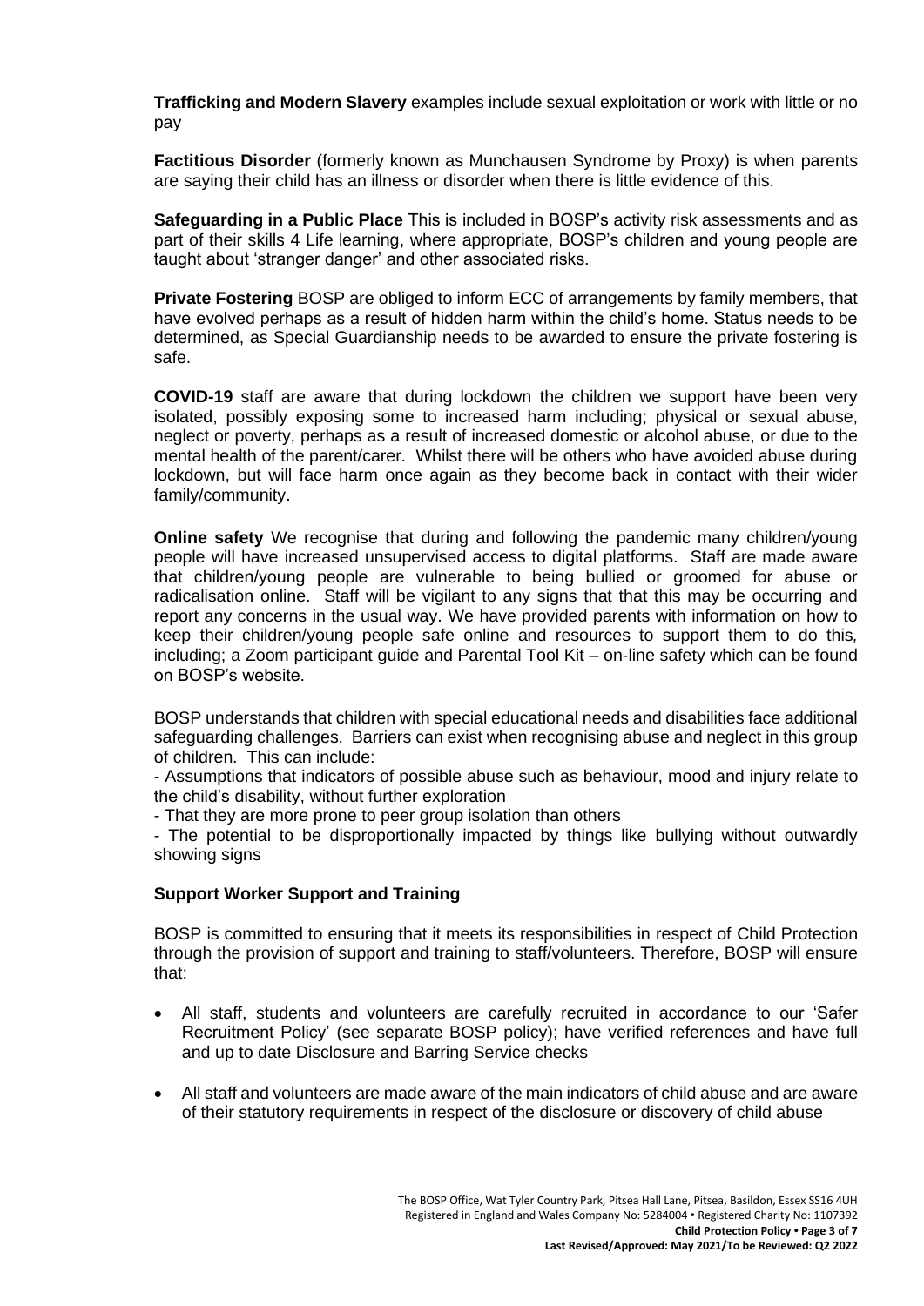**Trafficking and Modern Slavery** examples include sexual exploitation or work with little or no pay

**Factitious Disorder** (formerly known as Munchausen Syndrome by Proxy) is when parents are saying their child has an illness or disorder when there is little evidence of this.

**Safeguarding in a Public Place** This is included in BOSP's activity risk assessments and as part of their skills 4 Life learning, where appropriate, BOSP's children and young people are taught about 'stranger danger' and other associated risks.

**Private Fostering** BOSP are obliged to inform ECC of arrangements by family members, that have evolved perhaps as a result of hidden harm within the child's home. Status needs to be determined, as Special Guardianship needs to be awarded to ensure the private fostering is safe.

**COVID-19** staff are aware that during lockdown the children we support have been very isolated, possibly exposing some to increased harm including; physical or sexual abuse, neglect or poverty, perhaps as a result of increased domestic or alcohol abuse, or due to the mental health of the parent/carer. Whilst there will be others who have avoided abuse during lockdown, but will face harm once again as they become back in contact with their wider family/community.

**Online safety** We recognise that during and following the pandemic many children/young people will have increased unsupervised access to digital platforms. Staff are made aware that children/young people are vulnerable to being bullied or groomed for abuse or radicalisation online. Staff will be vigilant to any signs that that this may be occurring and report any concerns in the usual way. We have provided parents with information on how to keep their children/young people safe online and resources to support them to do this, including; a Zoom participant guide and Parental Tool Kit – on-line safety which can be found on BOSP's website.

BOSP understands that children with special educational needs and disabilities face additional safeguarding challenges. Barriers can exist when recognising abuse and neglect in this group of children. This can include:

- Assumptions that indicators of possible abuse such as behaviour, mood and injury relate to the child's disability, without further exploration
- That they are more prone to peer group isolation than others
- The potential to be disproportionally impacted by things like bullying without outwardly showing signs

### Support Worker Support and Training

BOSP is committed to ensuring that it meets its responsibilities in respect of Child Protection through the provision of support and training to staff/volunteers. Therefore, BOSP will ensure that:

- All staff, students and volunteers are carefully recruited in accordance to our 'Safer Recruitment Policy' (see separate BOSP policy); have verified references and have full and up to date Disclosure and Barring Service checks
- All staff and volunteers are made aware of the main indicators of child abuse and are aware of their statutory requirements in respect of the disclosure or discovery of child abuse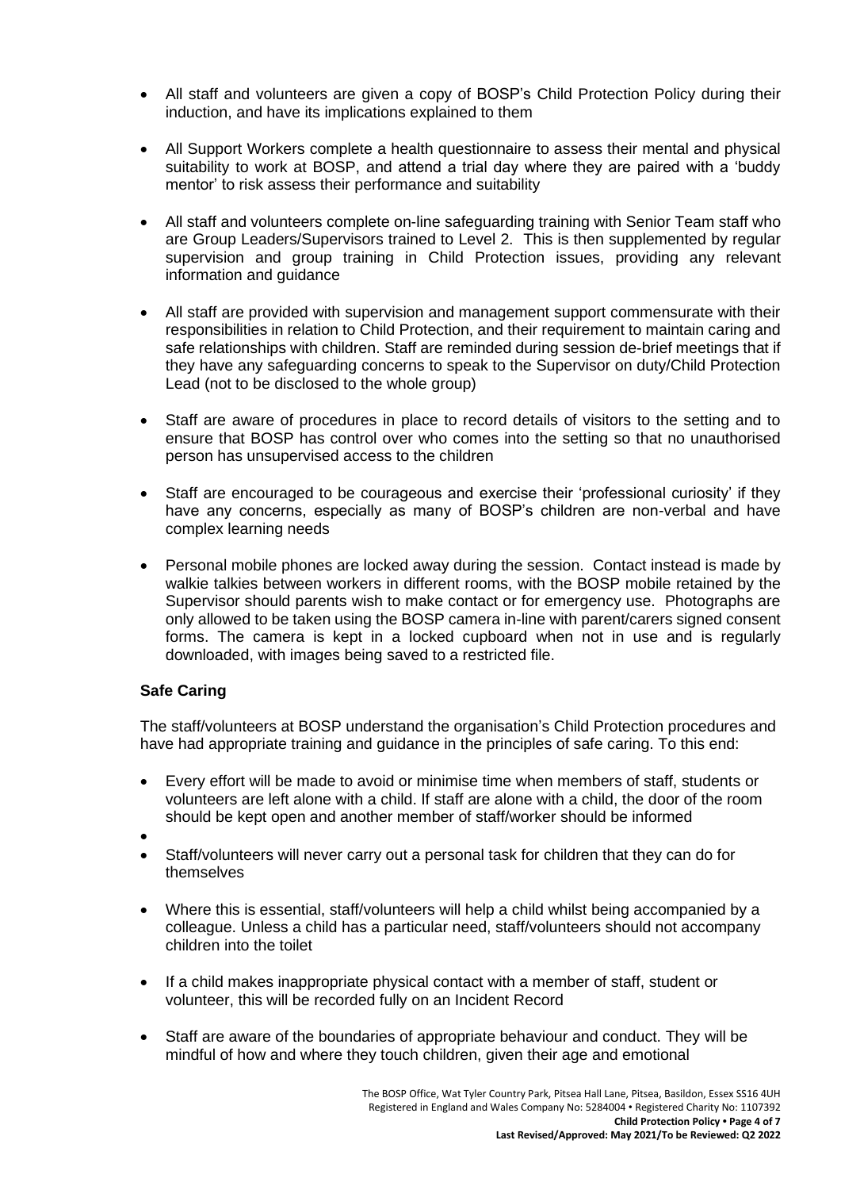- All staff and volunteers are given a copy of BOSP's Child Protection Policy during their induction, and have its implications explained to them

- All Support Workers complete a health questionnaire to assess their mental and physical suitability to work at BOSP, and attend a trial day where they are paired with a 'buddy mentor' to risk assess their performance and suitability

- All staff and volunteers complete on-line safeguarding training with Senior Team staff who are Group Leaders/Supervisors trained to Level 2. This is then supplemented by regular supervision and group training in Child Protection issues, providing any relevant information and guidance

- All staff are provided with supervision and management support commensurate with their responsibilities in relation to Child Protection, and their requirement to maintain caring and safe relationships with children. Staff are reminded during session de-brief meetings that if they have any safeguarding concerns to speak to the Supervisor on duty/Child Protection Lead (not to be disclosed to the whole group)

- Staff are aware of procedures in place to record details of visitors to the setting and to ensure that BOSP has control over who comes into the setting so that no unauthorised person has unsupervised access to the children

- Staff are encouraged to be courageous and exercise their 'professional curiosity' if they have any concerns, especially as many of BOSP's children are non-verbal and have complex learning needs

- Personal mobile phones are locked away during the session. Contact instead is made by walkie talkies between workers in different rooms, with the BOSP mobile retained by the Supervisor should parents wish to make contact or for emergency use. Photographs are only allowed to be taken using the BOSP camera in-line with parent/carers signed consent forms. The camera is kept in a locked cupboard when not in use and is regularly downloaded, with images being saved to a restricted file.

**Safe Caring**

The staff/volunteers at BOSP understand the organisation's Child Protection procedures and have had appropriate training and guidance in the principles of safe caring. To this end:

- Every effort will be made to avoid or minimise time when members of staff, students or volunteers are left alone with a child. If staff are alone with a child, the door of the room should be kept open and another member of staff/worker should be informed
- Staff/volunteers will never carry out a personal task for children that they can do for themselves

- Where this is essential, staff/volunteers will help a child whilst being accompanied by a colleague. Unless a child has a particular need, staff/volunteers should not accompany children into the toilet

- If a child makes inappropriate physical contact with a member of staff, student or volunteer, this will be recorded fully on an Incident Record

- Staff are aware of the boundaries of appropriate behaviour and conduct. They will be mindful of how and where they touch children, given their age and emotional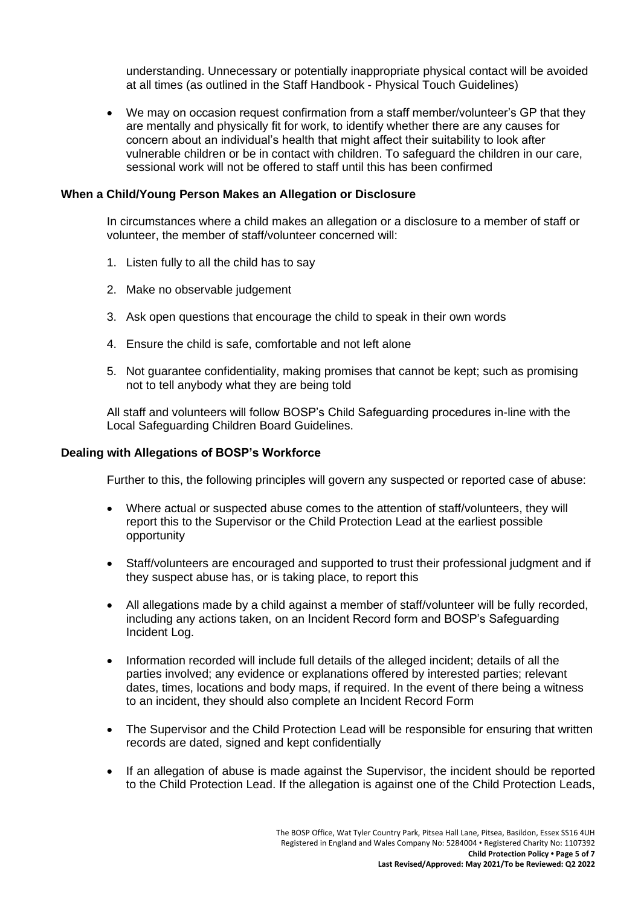understanding. Unnecessary or potentially inappropriate physical contact will be avoided at all times (as outlined in the Staff Handbook - Physical Touch Guidelines)

- We may on occasion request confirmation from a staff member/volunteer's GP that they are mentally and physically fit for work, to identify whether there are any causes for concern about an individual's health that might affect their suitability to look after vulnerable children or be in contact with children. To safeguard the children in our care, sessional work will not be offered to staff until this has been confirmed

**When a Child/Young Person Makes an Allegation or Disclosure**

In circumstances where a child makes an allegation or a disclosure to a member of staff or volunteer, the member of staff/volunteer concerned will:

1. Listen fully to all the child has to say
2. Make no observable judgement
3. Ask open questions that encourage the child to speak in their own words
4. Ensure the child is safe, comfortable and not left alone
5. Not guarantee confidentiality, making promises that cannot be kept; such as promising not to tell anybody what they are being told

All staff and volunteers will follow BOSP's Child Safeguarding procedures in-line with the Local Safeguarding Children Board Guidelines.

**Dealing with Allegations of BOSP's Workforce**

Further to this, the following principles will govern any suspected or reported case of abuse:

- Where actual or suspected abuse comes to the attention of staff/volunteers, they will report this to the Supervisor or the Child Protection Lead at the earliest possible opportunity
- Staff/volunteers are encouraged and supported to trust their professional judgment and if they suspect abuse has, or is taking place, to report this
- All allegations made by a child against a member of staff/volunteer will be fully recorded, including any actions taken, on an Incident Record form and BOSP's Safeguarding Incident Log.
- Information recorded will include full details of the alleged incident; details of all the parties involved; any evidence or explanations offered by interested parties; relevant dates, times, locations and body maps, if required. In the event of there being a witness to an incident, they should also complete an Incident Record Form
- The Supervisor and the Child Protection Lead will be responsible for ensuring that written records are dated, signed and kept confidentially
- If an allegation of abuse is made against the Supervisor, the incident should be reported to the Child Protection Lead. If the allegation is against one of the Child Protection Leads,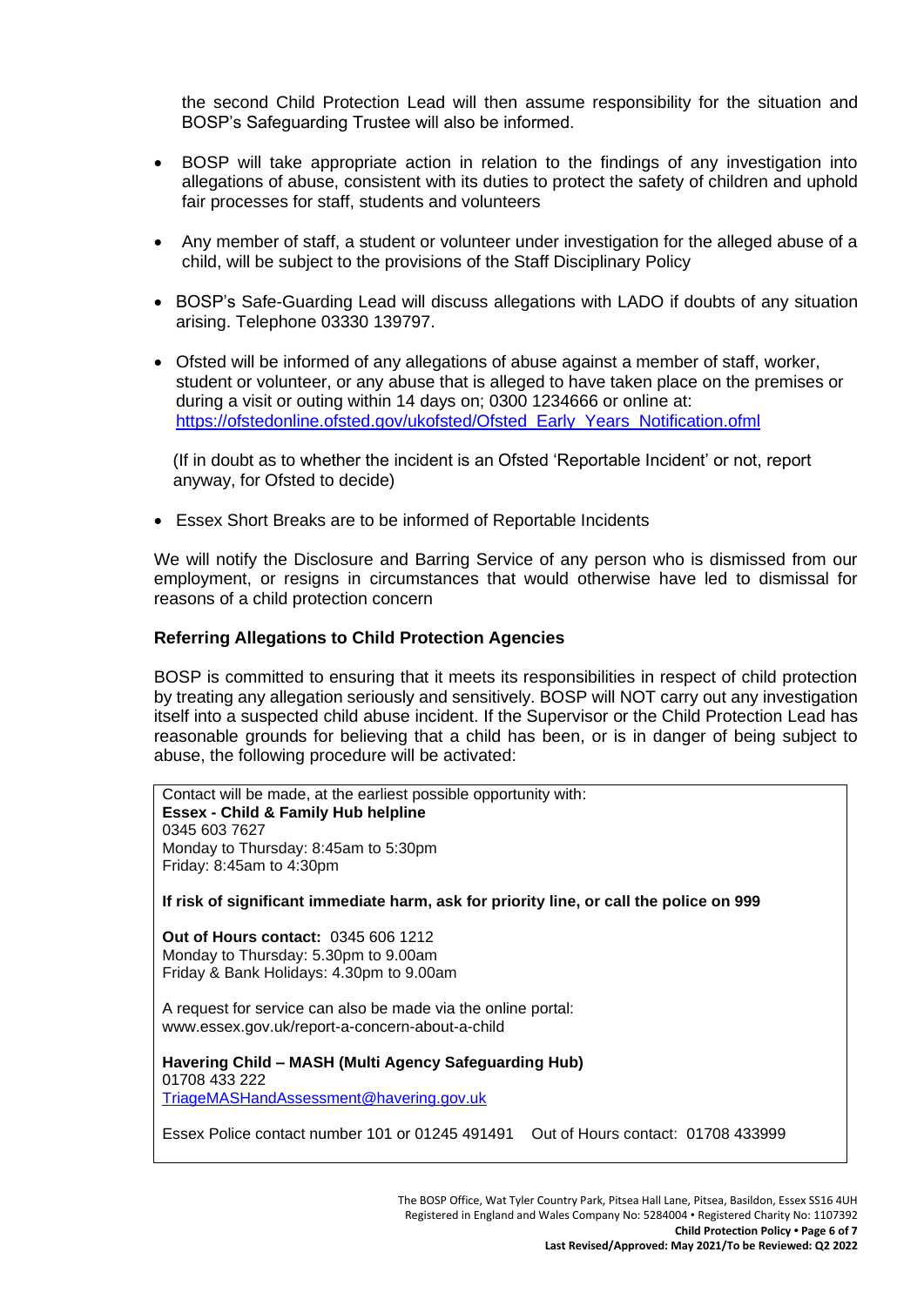the second Child Protection Lead will then assume responsibility for the situation and BOSP's Safeguarding Trustee will also be informed.

- BOSP will take appropriate action in relation to the findings of any investigation into allegations of abuse, consistent with its duties to protect the safety of children and uphold fair processes for staff, students and volunteers
- Any member of staff, a student or volunteer under investigation for the alleged abuse of a child, will be subject to the provisions of the Staff Disciplinary Policy
- BOSP's Safe-Guarding Lead will discuss allegations with LADO if doubts of any situation arising. Telephone 03330 139797.
- Ofsted will be informed of any allegations of abuse against a member of staff, worker, student or volunteer, or any abuse that is alleged to have taken place on the premises or during a visit or outing within 14 days on; 0300 1234666 or online at: [https://ofstedonline.ofsted.gov/ukofsted/Ofsted_Early_Years_Notification.ofml](https://ofstedonline.ofsted.gov/ukofsted/Ofsted_Early_Years_Notification.ofml)

  (If in doubt as to whether the incident is an Ofsted 'Reportable Incident' or not, report anyway, for Ofsted to decide)

- Essex Short Breaks are to be informed of Reportable Incidents

We will notify the Disclosure and Barring Service of any person who is dismissed from our employment, or resigns in circumstances that would otherwise have led to dismissal for reasons of a child protection concern

### Referring Allegations to Child Protection Agencies

BOSP is committed to ensuring that it meets its responsibilities in respect of child protection by treating any allegation seriously and sensitively. BOSP will NOT carry out any investigation itself into a suspected child abuse incident. If the Supervisor or the Child Protection Lead has reasonable grounds for believing that a child has been, or is in danger of being subject to abuse, the following procedure will be activated:

Contact will be made, at the earliest possible opportunity with:
**Essex - Child & Family Hub helpline**
0345 603 7627
Monday to Thursday: 8:45am to 5:30pm
Friday: 8:45am to 4:30pm

**If risk of significant immediate harm, ask for priority line, or call the police on 999**

**Out of Hours contact:** 0345 606 1212
Monday to Thursday: 5.30pm to 9.00am
Friday & Bank Holidays: 4.30pm to 9.00am

A request for service can also be made via the online portal:
www.essex.gov.uk/report-a-concern-about-a-child

**Havering Child – MASH (Multi Agency Safeguarding Hub)**
01708 433 222
[TriageMASHandAssessment@havering.gov.uk](mailto:TriageMASHandAssessment@havering.gov.uk)

Essex Police contact number 101 or 01245 491491 Out of Hours contact: 01708 433999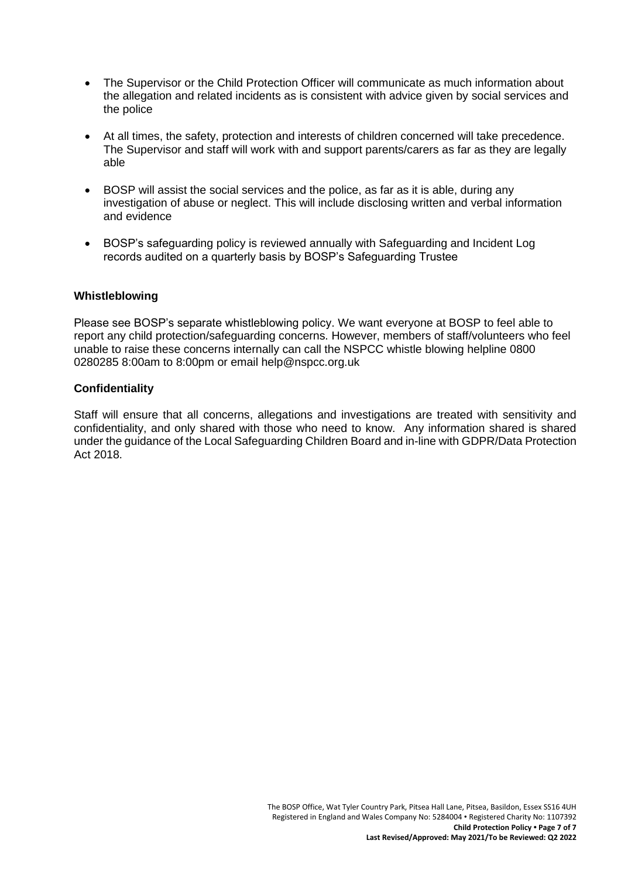- The Supervisor or the Child Protection Officer will communicate as much information about the allegation and related incidents as is consistent with advice given by social services and the police

- At all times, the safety, protection and interests of children concerned will take precedence. The Supervisor and staff will work with and support parents/carers as far as they are legally able

- BOSP will assist the social services and the police, as far as it is able, during any investigation of abuse or neglect. This will include disclosing written and verbal information and evidence

- BOSP's safeguarding policy is reviewed annually with Safeguarding and Incident Log records audited on a quarterly basis by BOSP's Safeguarding Trustee

**Whistleblowing**

Please see BOSP's separate whistleblowing policy. We want everyone at BOSP to feel able to report any child protection/safeguarding concerns. However, members of staff/volunteers who feel unable to raise these concerns internally can call the NSPCC whistle blowing helpline 0800 0280285 8:00am to 8:00pm or email help@nspcc.org.uk

**Confidentiality**

Staff will ensure that all concerns, allegations and investigations are treated with sensitivity and confidentiality, and only shared with those who need to know. Any information shared is shared under the guidance of the Local Safeguarding Children Board and in-line with GDPR/Data Protection Act 2018.